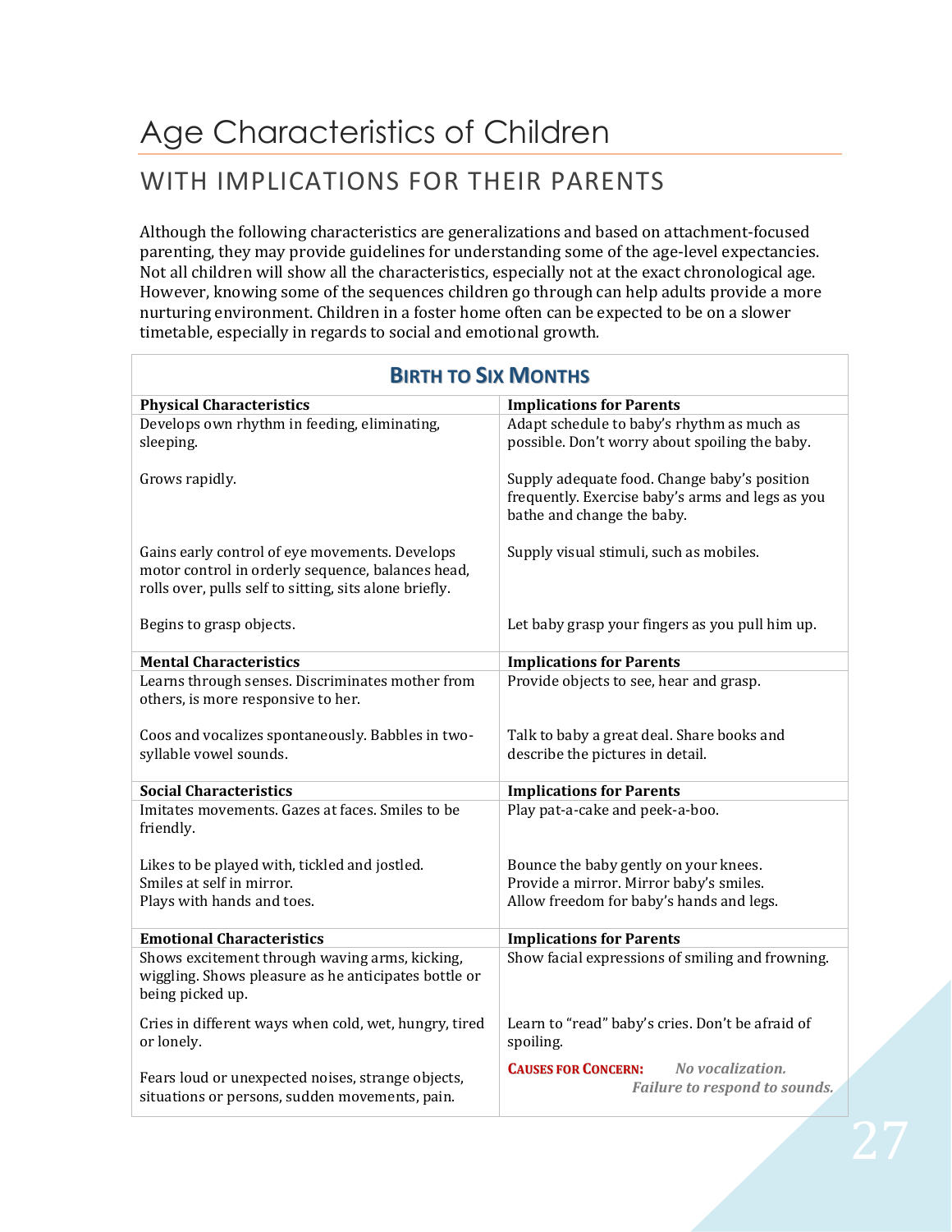# Age Characteristics of Children

## WITH IMPLICATIONS FOR THEIR PARENTS

Although the following characteristics are generalizations and based on attachment-focused parenting, they may provide guidelines for understanding some of the age-level expectancies. Not all children will show all the characteristics, especially not at the exact chronological age. However, knowing some of the sequences children go through can help adults provide a more nurturing environment. Children in a foster home often can be expected to be on a slower timetable, especially in regards to social and emotional growth.

### BIRTH TO SIX MONTHS

| **Physical Characteristics** | **Implications for Parents** |
|---|---|
| Develops own rhythm in feeding, eliminating, sleeping. | Adapt schedule to baby's rhythm as much as possible. Don't worry about spoiling the baby. |
| Grows rapidly. | Supply adequate food. Change baby's position frequently. Exercise baby's arms and legs as you bathe and change the baby. |
| Gains early control of eye movements. Develops motor control in orderly sequence, balances head, rolls over, pulls self to sitting, sits alone briefly. | Supply visual stimuli, such as mobiles. |
| Begins to grasp objects. | Let baby grasp your fingers as you pull him up. |
| **Mental Characteristics** | **Implications for Parents** |
| Learns through senses. Discriminates mother from others, is more responsive to her. | Provide objects to see, hear and grasp. |
| Coos and vocalizes spontaneously. Babbles in two-syllable vowel sounds. | Talk to baby a great deal. Share books and describe the pictures in detail. |
| **Social Characteristics** | **Implications for Parents** |
| Imitates movements. Gazes at faces. Smiles to be friendly. | Play pat-a-cake and peek-a-boo. |
| Likes to be played with, tickled and jostled.<br>Smiles at self in mirror.<br>Plays with hands and toes. | Bounce the baby gently on your knees.<br>Provide a mirror. Mirror baby's smiles.<br>Allow freedom for baby's hands and legs. |
| **Emotional Characteristics** | **Implications for Parents** |
| Shows excitement through waving arms, kicking, wiggling. Shows pleasure as he anticipates bottle or being picked up. | Show facial expressions of smiling and frowning. |
| Cries in different ways when cold, wet, hungry, tired or lonely. | Learn to "read" baby's cries. Don't be afraid of spoiling. |
| Fears loud or unexpected noises, strange objects, situations or persons, sudden movements, pain. | **CAUSES FOR CONCERN:** *No vocalization. Failure to respond to sounds.* |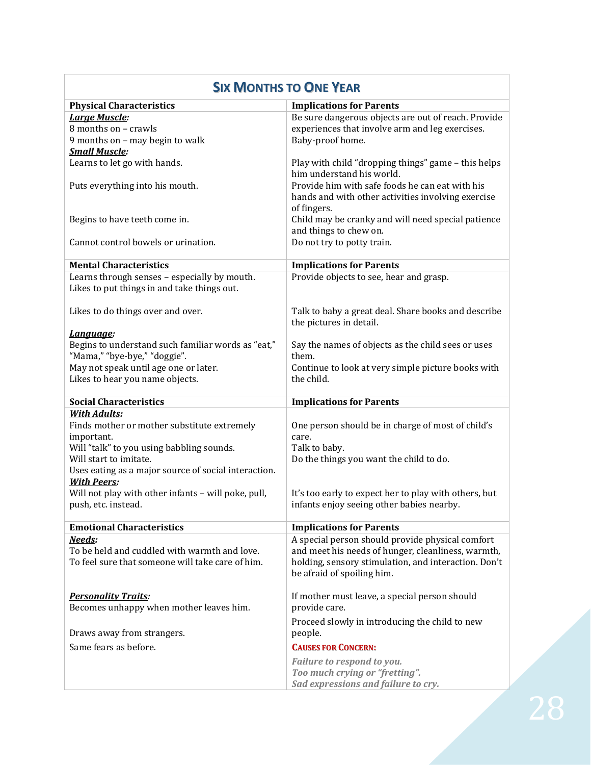## Six Months to One Year

| Physical Characteristics | Implications for Parents |
|---|---|
| ***Large Muscle:*** | Be sure dangerous objects are out of reach. Provide experiences that involve arm and leg exercises. |
| 8 months on – crawls | |
| 9 months on – may begin to walk | Baby-proof home. |
| ***Small Muscle:*** | |
| Learns to let go with hands. | Play with child "dropping things" game – this helps him understand his world. |
| Puts everything into his mouth. | Provide him with safe foods he can eat with his hands and with other activities involving exercise of fingers. |
| Begins to have teeth come in. | Child may be cranky and will need special patience and things to chew on. |
| Cannot control bowels or urination. | Do not try to potty train. |
| **Mental Characteristics** | **Implications for Parents** |
| Learns through senses – especially by mouth. Likes to put things in and take things out. | Provide objects to see, hear and grasp. |
| Likes to do things over and over. | Talk to baby a great deal. Share books and describe the pictures in detail. |
| ***Language:*** | |
| Begins to understand such familiar words as "eat," "Mama," "bye-bye," "doggie". | Say the names of objects as the child sees or uses them. |
| May not speak until age one or later. | Continue to look at very simple picture books with the child. |
| Likes to hear you name objects. | |
| **Social Characteristics** | **Implications for Parents** |
| ***With Adults:*** | |
| Finds mother or mother substitute extremely important. | One person should be in charge of most of child's care. |
| Will "talk" to you using babbling sounds. | Talk to baby. |
| Will start to imitate. | Do the things you want the child to do. |
| Uses eating as a major source of social interaction. | |
| ***With Peers:*** | |
| Will not play with other infants – will poke, pull, push, etc. instead. | It's too early to expect her to play with others, but infants enjoy seeing other babies nearby. |
| **Emotional Characteristics** | **Implications for Parents** |
| ***Needs:*** | A special person should provide physical comfort and meet his needs of hunger, cleanliness, warmth, holding, sensory stimulation, and interaction. Don't be afraid of spoiling him. |
| To be held and cuddled with warmth and love. | |
| To feel sure that someone will take care of him. | |
| ***Personality Traits:*** | If mother must leave, a special person should provide care. |
| Becomes unhappy when mother leaves him. | |
| Draws away from strangers. | Proceed slowly in introducing the child to new people. |
| Same fears as before. | **CAUSES FOR CONCERN:** |
| | ***Failure to respond to you.*** |
| | ***Too much crying or "fretting".*** |
| | ***Sad expressions and failure to cry.*** |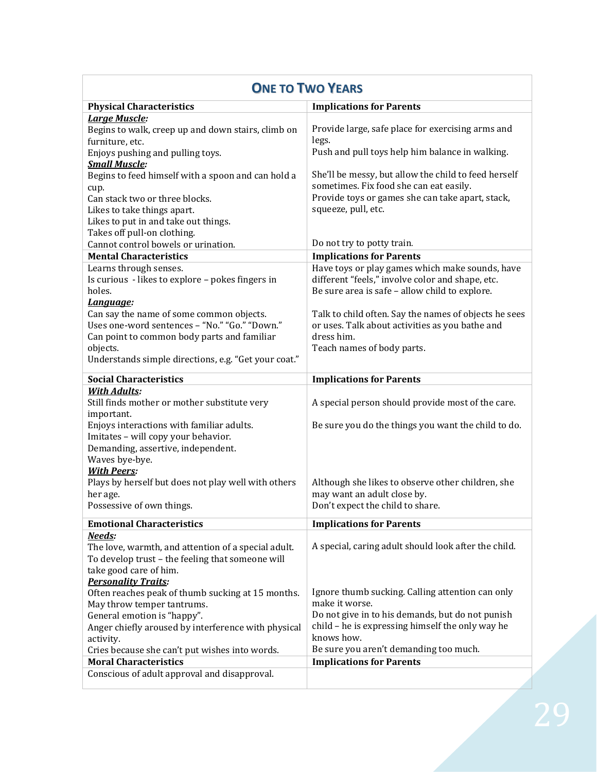## One to Two Years

| Physical Characteristics | Implications for Parents |
|---|---|
| ***Large Muscle:*** | |
| Begins to walk, creep up and down stairs, climb on furniture, etc. | Provide large, safe place for exercising arms and legs. |
| Enjoys pushing and pulling toys. | Push and pull toys help him balance in walking. |
| ***Small Muscle:*** | |
| Begins to feed himself with a spoon and can hold a cup. | She'll be messy, but allow the child to feed herself sometimes. Fix food she can eat easily. |
| Can stack two or three blocks.<br>Likes to take things apart.<br>Likes to put in and take out things.<br>Takes off pull-on clothing. | Provide toys or games she can take apart, stack, squeeze, pull, etc. |
| Cannot control bowels or urination. | Do not try to potty train. |
| **Mental Characteristics** | **Implications for Parents** |
| Learns through senses. | Have toys or play games which make sounds, have different "feels," involve color and shape, etc. |
| Is curious - likes to explore – pokes fingers in holes. | Be sure area is safe – allow child to explore. |
| ***Language:*** | |
| Can say the name of some common objects.<br>Uses one-word sentences – "No." "Go." "Down." | Talk to child often. Say the names of objects he sees or uses. Talk about activities as you bathe and dress him. |
| Can point to common body parts and familiar objects. | Teach names of body parts. |
| Understands simple directions, e.g. "Get your coat." | |
| **Social Characteristics** | **Implications for Parents** |
| ***With Adults:*** | |
| Still finds mother or mother substitute very important. | A special person should provide most of the care. |
| Enjoys interactions with familiar adults.<br>Imitates – will copy your behavior.<br>Demanding, assertive, independent.<br>Waves bye-bye. | Be sure you do the things you want the child to do. |
| ***With Peers:*** | |
| Plays by herself but does not play well with others her age. | Although she likes to observe other children, she may want an adult close by. |
| Possessive of own things. | Don't expect the child to share. |
| **Emotional Characteristics** | **Implications for Parents** |
| ***Needs:*** | |
| The love, warmth, and attention of a special adult.<br>To develop trust – the feeling that someone will take good care of him. | A special, caring adult should look after the child. |
| ***Personality Traits:*** | |
| Often reaches peak of thumb sucking at 15 months. | Ignore thumb sucking. Calling attention can only make it worse. |
| May throw temper tantrums.<br>General emotion is "happy".<br>Anger chiefly aroused by interference with physical activity. | Do not give in to his demands, but do not punish child – he is expressing himself the only way he knows how. |
| Cries because she can't put wishes into words. | Be sure you aren't demanding too much. |
| **Moral Characteristics** | **Implications for Parents** |
| Conscious of adult approval and disapproval. | |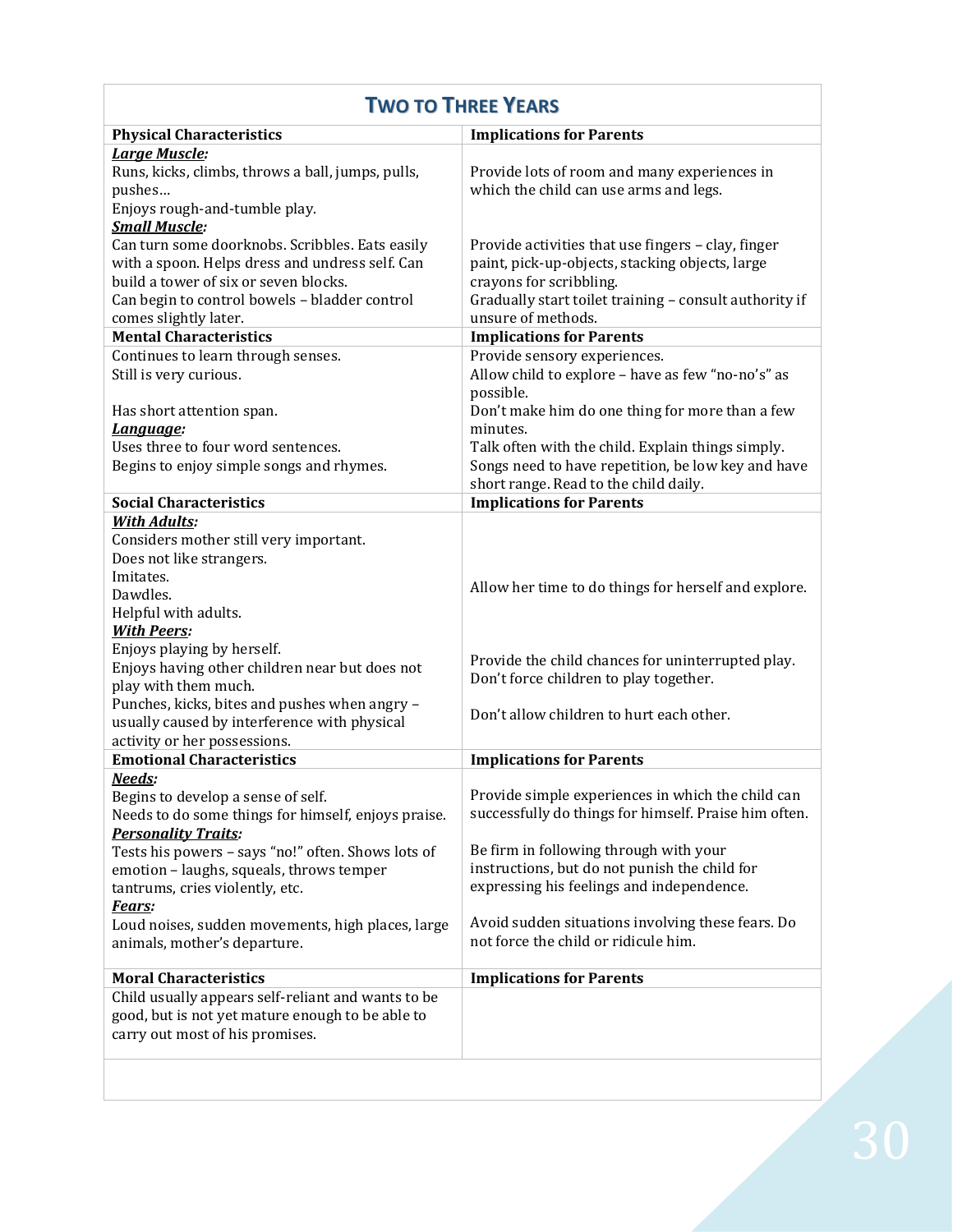## TWO TO THREE YEARS

| Physical Characteristics | Implications for Parents |
|---|---|
| ***Large Muscle:*** | |
| Runs, kicks, climbs, throws a ball, jumps, pulls, pushes… Enjoys rough-and-tumble play. | Provide lots of room and many experiences in which the child can use arms and legs. |
| ***Small Muscle:*** | |
| Can turn some doorknobs. Scribbles. Eats easily with a spoon. Helps dress and undress self. Can build a tower of six or seven blocks. | Provide activities that use fingers – clay, finger paint, pick-up-objects, stacking objects, large crayons for scribbling. |
| Can begin to control bowels – bladder control comes slightly later. | Gradually start toilet training – consult authority if unsure of methods. |
| **Mental Characteristics** | **Implications for Parents** |
| Continues to learn through senses. | Provide sensory experiences. |
| Still is very curious. | Allow child to explore – have as few "no-no's" as possible. |
| Has short attention span. | Don't make him do one thing for more than a few minutes. |
| ***Language:*** | |
| Uses three to four word sentences. | Talk often with the child. Explain things simply. |
| Begins to enjoy simple songs and rhymes. | Songs need to have repetition, be low key and have short range. Read to the child daily. |
| **Social Characteristics** | **Implications for Parents** |
| ***With Adults:*** | |
| Considers mother still very important. Does not like strangers. Imitates. Dawdles. Helpful with adults. | Allow her time to do things for herself and explore. |
| ***With Peers:*** | |
| Enjoys playing by herself. Enjoys having other children near but does not play with them much. | Provide the child chances for uninterrupted play. Don't force children to play together. |
| Punches, kicks, bites and pushes when angry – usually caused by interference with physical activity or her possessions. | Don't allow children to hurt each other. |
| **Emotional Characteristics** | **Implications for Parents** |
| ***Needs:*** | |
| Begins to develop a sense of self. Needs to do some things for himself, enjoys praise. | Provide simple experiences in which the child can successfully do things for himself. Praise him often. |
| ***Personality Traits:*** | |
| Tests his powers – says "no!" often. Shows lots of emotion – laughs, squeals, throws temper tantrums, cries violently, etc. | Be firm in following through with your instructions, but do not punish the child for expressing his feelings and independence. |
| ***Fears:*** | |
| Loud noises, sudden movements, high places, large animals, mother's departure. | Avoid sudden situations involving these fears. Do not force the child or ridicule him. |
| **Moral Characteristics** | **Implications for Parents** |
| Child usually appears self-reliant and wants to be good, but is not yet mature enough to be able to carry out most of his promises. | |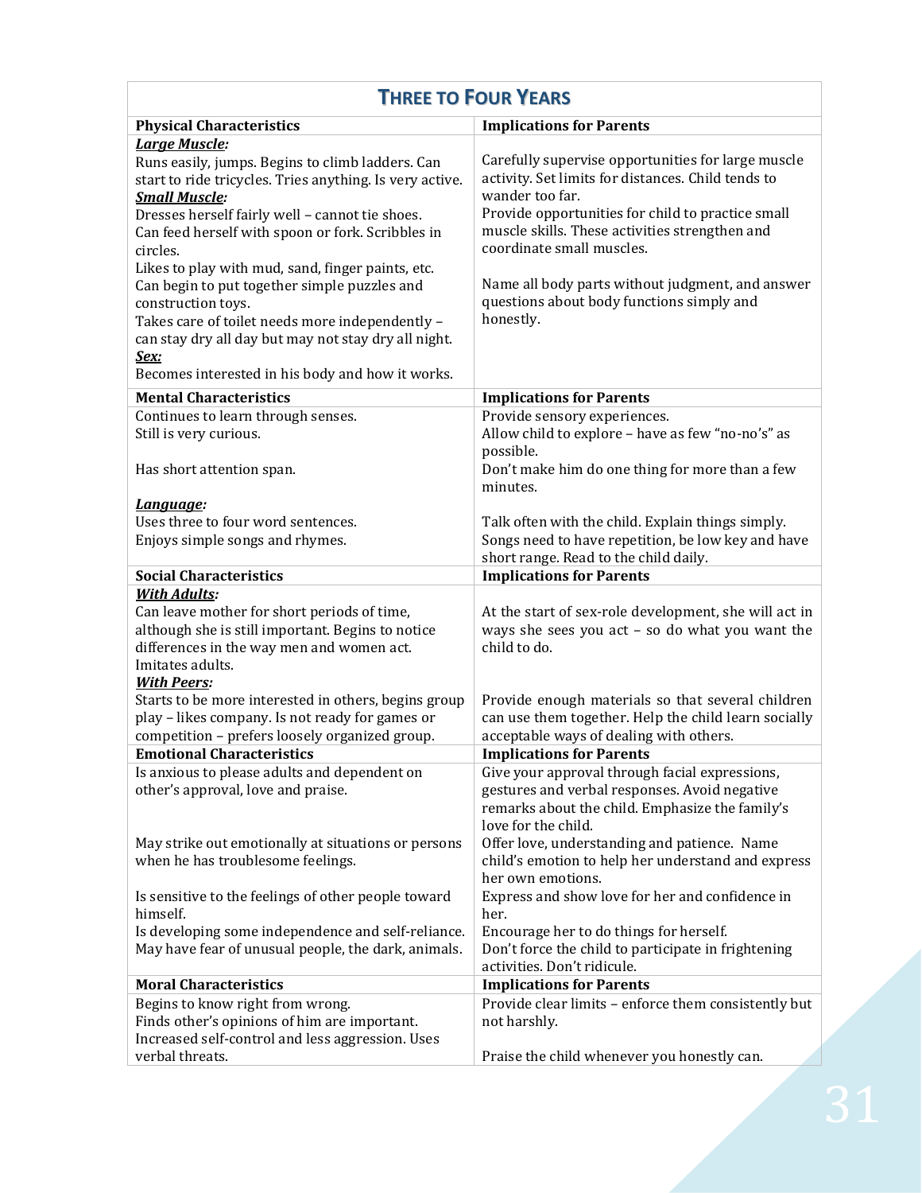## THREE TO FOUR YEARS

| Physical Characteristics | Implications for Parents |
|---|---|
| ***Large Muscle:*** Runs easily, jumps. Begins to climb ladders. Can start to ride tricycles. Tries anything. Is very active. | Carefully supervise opportunities for large muscle activity. Set limits for distances. Child tends to wander too far. |
| ***Small Muscle:*** Dresses herself fairly well – cannot tie shoes. Can feed herself with spoon or fork. Scribbles in circles. Likes to play with mud, sand, finger paints, etc. Can begin to put together simple puzzles and construction toys. Takes care of toilet needs more independently – can stay dry all day but may not stay dry all night. | Provide opportunities for child to practice small muscle skills. These activities strengthen and coordinate small muscles. |
| ***Sex:*** Becomes interested in his body and how it works. | Name all body parts without judgment, and answer questions about body functions simply and honestly. |
| **Mental Characteristics** | **Implications for Parents** |
| Continues to learn through senses. | Provide sensory experiences. |
| Still is very curious. | Allow child to explore – have as few "no-no's" as possible. |
| Has short attention span. | Don't make him do one thing for more than a few minutes. |
| ***Language:*** Uses three to four word sentences. | Talk often with the child. Explain things simply. |
| Enjoys simple songs and rhymes. | Songs need to have repetition, be low key and have short range. Read to the child daily. |
| **Social Characteristics** | **Implications for Parents** |
| ***With Adults:*** Can leave mother for short periods of time, although she is still important. Begins to notice differences in the way men and women act. Imitates adults. | At the start of sex-role development, she will act in ways she sees you act – so do what you want the child to do. |
| ***With Peers:*** Starts to be more interested in others, begins group play – likes company. Is not ready for games or competition – prefers loosely organized group. | Provide enough materials so that several children can use them together. Help the child learn socially acceptable ways of dealing with others. |
| **Emotional Characteristics** | **Implications for Parents** |
| Is anxious to please adults and dependent on other's approval, love and praise. | Give your approval through facial expressions, gestures and verbal responses. Avoid negative remarks about the child. Emphasize the family's love for the child. |
| May strike out emotionally at situations or persons when he has troublesome feelings. | Offer love, understanding and patience. Name child's emotion to help her understand and express her own emotions. |
| Is sensitive to the feelings of other people toward himself. | Express and show love for her and confidence in her. |
| Is developing some independence and self-reliance. | Encourage her to do things for herself. |
| May have fear of unusual people, the dark, animals. | Don't force the child to participate in frightening activities. Don't ridicule. |
| **Moral Characteristics** | **Implications for Parents** |
| Begins to know right from wrong. Finds other's opinions of him are important. | Provide clear limits – enforce them consistently but not harshly. |
| Increased self-control and less aggression. Uses verbal threats. | Praise the child whenever you honestly can. |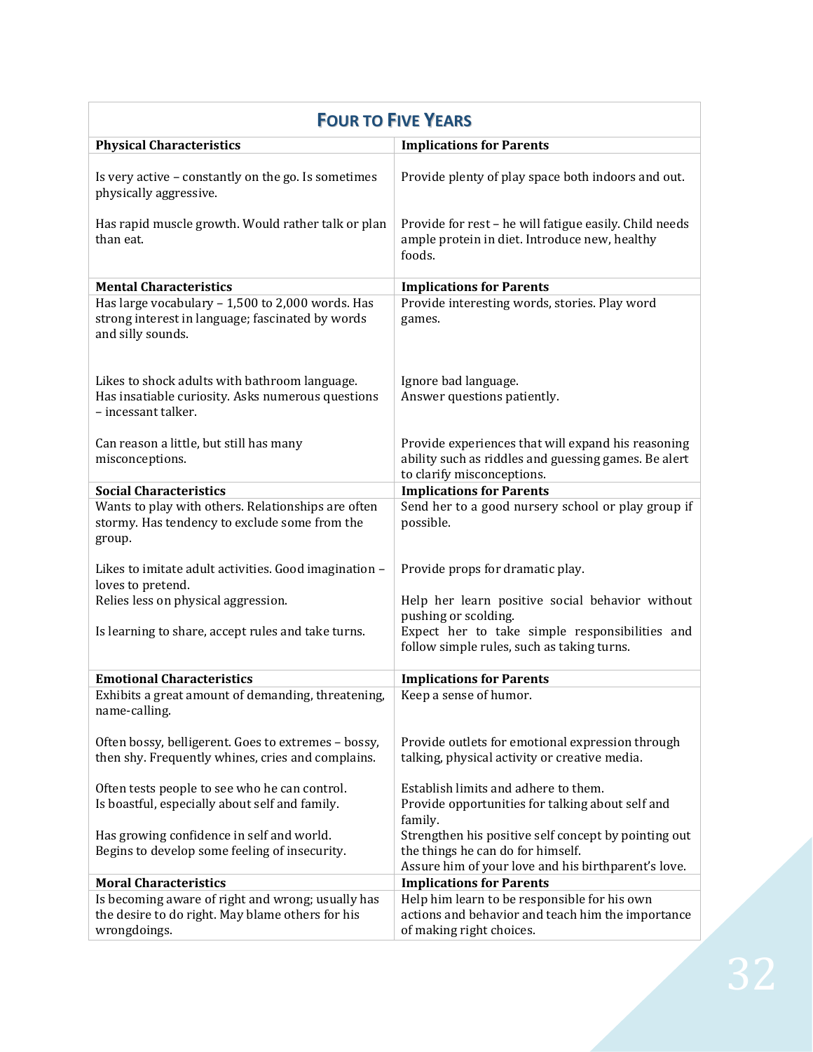## Four to Five Years

| Physical Characteristics | Implications for Parents |
|---|---|
| Is very active – constantly on the go. Is sometimes physically aggressive. | Provide plenty of play space both indoors and out. |
| Has rapid muscle growth. Would rather talk or plan than eat. | Provide for rest – he will fatigue easily. Child needs ample protein in diet. Introduce new, healthy foods. |
| **Mental Characteristics** | **Implications for Parents** |
| Has large vocabulary – 1,500 to 2,000 words. Has strong interest in language; fascinated by words and silly sounds. | Provide interesting words, stories. Play word games. |
| Likes to shock adults with bathroom language. Has insatiable curiosity. Asks numerous questions – incessant talker. | Ignore bad language. Answer questions patiently. |
| Can reason a little, but still has many misconceptions. | Provide experiences that will expand his reasoning ability such as riddles and guessing games. Be alert to clarify misconceptions. |
| **Social Characteristics** | **Implications for Parents** |
| Wants to play with others. Relationships are often stormy. Has tendency to exclude some from the group. | Send her to a good nursery school or play group if possible. |
| Likes to imitate adult activities. Good imagination – loves to pretend. | Provide props for dramatic play. |
| Relies less on physical aggression. | Help her learn positive social behavior without pushing or scolding. |
| Is learning to share, accept rules and take turns. | Expect her to take simple responsibilities and follow simple rules, such as taking turns. |
| **Emotional Characteristics** | **Implications for Parents** |
| Exhibits a great amount of demanding, threatening, name-calling. | Keep a sense of humor. |
| Often bossy, belligerent. Goes to extremes – bossy, then shy. Frequently whines, cries and complains. | Provide outlets for emotional expression through talking, physical activity or creative media. |
| Often tests people to see who he can control. | Establish limits and adhere to them. |
| Is boastful, especially about self and family. | Provide opportunities for talking about self and family. |
| Has growing confidence in self and world. | Strengthen his positive self concept by pointing out the things he can do for himself. |
| Begins to develop some feeling of insecurity. | Assure him of your love and his birthparent's love. |
| **Moral Characteristics** | **Implications for Parents** |
| Is becoming aware of right and wrong; usually has the desire to do right. May blame others for his wrongdoings. | Help him learn to be responsible for his own actions and behavior and teach him the importance of making right choices. |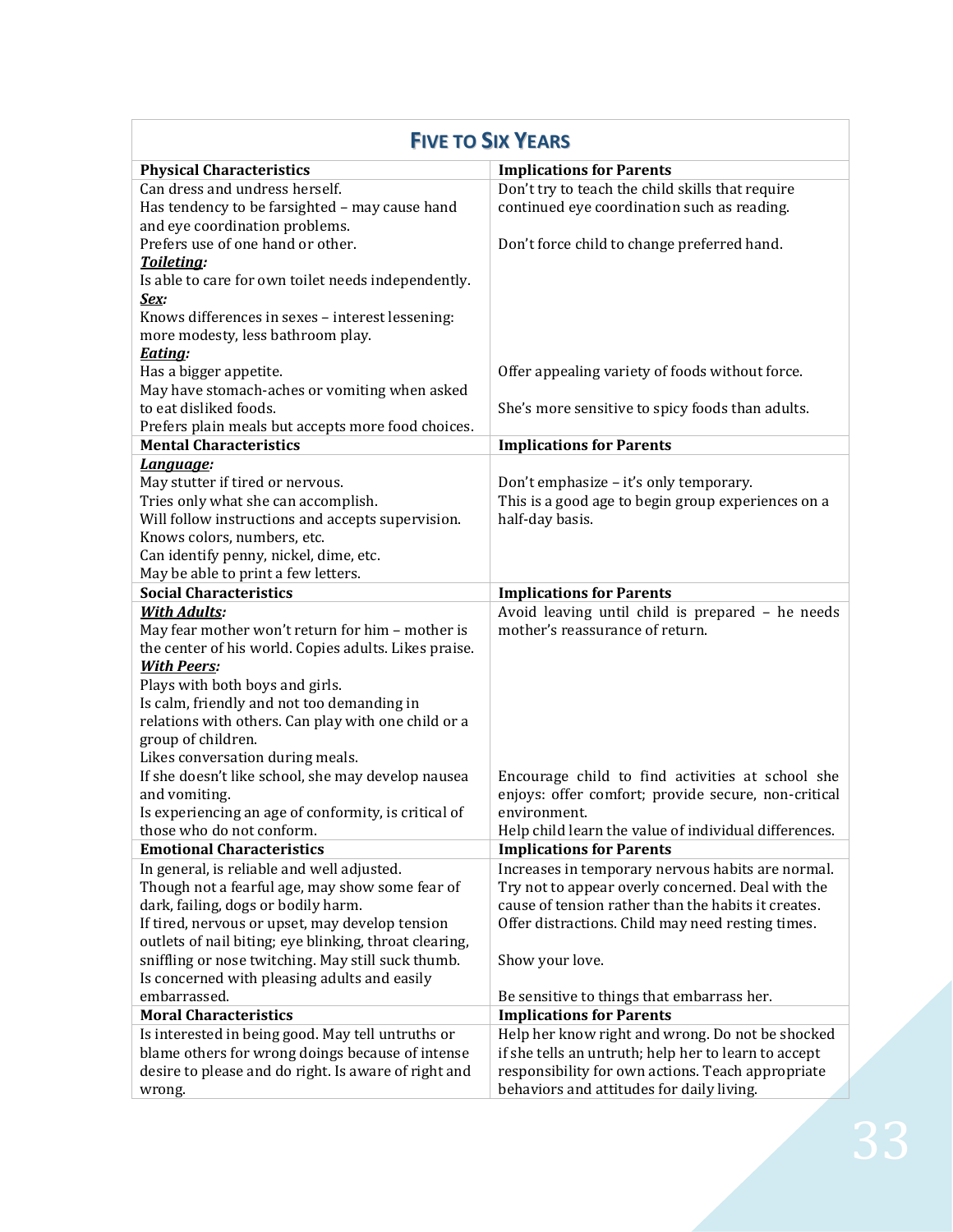## FIVE TO SIX YEARS

| Physical Characteristics | Implications for Parents |
|---|---|
| Can dress and undress herself.<br>Has tendency to be farsighted – may cause hand and eye coordination problems.<br>Prefers use of one hand or other.<br>***Toileting:***<br>Is able to care for own toilet needs independently.<br>***Sex:***<br>Knows differences in sexes – interest lessening: more modesty, less bathroom play.<br>***Eating:***<br>Has a bigger appetite.<br>May have stomach-aches or vomiting when asked to eat disliked foods.<br>Prefers plain meals but accepts more food choices. | Don't try to teach the child skills that require continued eye coordination such as reading.<br><br>Don't force child to change preferred hand.<br><br><br><br><br><br><br>Offer appealing variety of foods without force.<br><br>She's more sensitive to spicy foods than adults. |
| **Mental Characteristics** | **Implications for Parents** |
| ***Language:***<br>May stutter if tired or nervous.<br>Tries only what she can accomplish.<br>Will follow instructions and accepts supervision.<br>Knows colors, numbers, etc.<br>Can identify penny, nickel, dime, etc.<br>May be able to print a few letters. | <br>Don't emphasize – it's only temporary.<br>This is a good age to begin group experiences on a half-day basis. |
| **Social Characteristics** | **Implications for Parents** |
| ***With Adults:***<br>May fear mother won't return for him – mother is the center of his world. Copies adults. Likes praise.<br>***With Peers:***<br>Plays with both boys and girls.<br>Is calm, friendly and not too demanding in relations with others. Can play with one child or a group of children.<br>Likes conversation during meals.<br>If she doesn't like school, she may develop nausea and vomiting.<br>Is experiencing an age of conformity, is critical of those who do not conform. | Avoid leaving until child is prepared – he needs mother's reassurance of return.<br><br><br><br><br><br><br>Encourage child to find activities at school she enjoys: offer comfort; provide secure, non-critical environment.<br>Help child learn the value of individual differences. |
| **Emotional Characteristics** | **Implications for Parents** |
| In general, is reliable and well adjusted.<br>Though not a fearful age, may show some fear of dark, failing, dogs or bodily harm.<br>If tired, nervous or upset, may develop tension outlets of nail biting; eye blinking, throat clearing, sniffling or nose twitching. May still suck thumb.<br>Is concerned with pleasing adults and easily embarrassed. | Increases in temporary nervous habits are normal. Try not to appear overly concerned. Deal with the cause of tension rather than the habits it creates. Offer distractions. Child may need resting times.<br><br>Show your love.<br><br>Be sensitive to things that embarrass her. |
| **Moral Characteristics** | **Implications for Parents** |
| Is interested in being good. May tell untruths or blame others for wrong doings because of intense desire to please and do right. Is aware of right and wrong. | Help her know right and wrong. Do not be shocked if she tells an untruth; help her to learn to accept responsibility for own actions. Teach appropriate behaviors and attitudes for daily living. |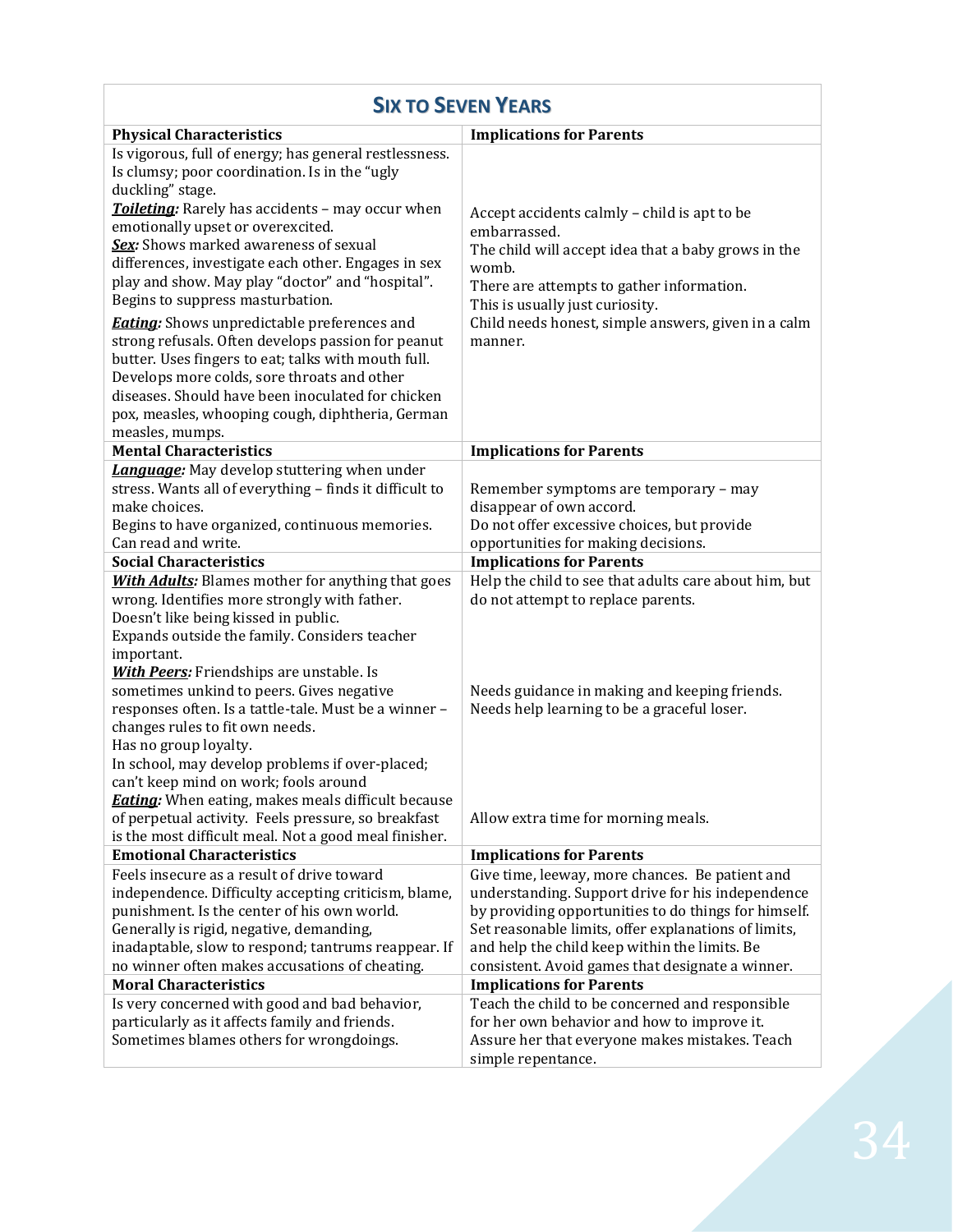## SIX TO SEVEN YEARS

| Physical Characteristics | Implications for Parents |
|---|---|
| Is vigorous, full of energy; has general restlessness. Is clumsy; poor coordination. Is in the "ugly duckling" stage.<br>***Toileting:*** Rarely has accidents – may occur when emotionally upset or overexcited.<br>***Sex:*** Shows marked awareness of sexual differences, investigate each other. Engages in sex play and show. May play "doctor" and "hospital". Begins to suppress masturbation.<br>***Eating:*** Shows unpredictable preferences and strong refusals. Often develops passion for peanut butter. Uses fingers to eat; talks with mouth full. Develops more colds, sore throats and other diseases. Should have been inoculated for chicken pox, measles, whooping cough, diphtheria, German measles, mumps. | Accept accidents calmly – child is apt to be embarrassed.<br>The child will accept idea that a baby grows in the womb.<br>There are attempts to gather information.<br>This is usually just curiosity.<br>Child needs honest, simple answers, given in a calm manner. |
| **Mental Characteristics** | **Implications for Parents** |
| ***Language:*** May develop stuttering when under stress. Wants all of everything – finds it difficult to make choices.<br>Begins to have organized, continuous memories.<br>Can read and write. | Remember symptoms are temporary – may disappear of own accord.<br>Do not offer excessive choices, but provide opportunities for making decisions. |
| **Social Characteristics** | **Implications for Parents** |
| ***With Adults:*** Blames mother for anything that goes wrong. Identifies more strongly with father.<br>Doesn't like being kissed in public.<br>Expands outside the family. Considers teacher important.<br>***With Peers:*** Friendships are unstable. Is sometimes unkind to peers. Gives negative responses often. Is a tattle-tale. Must be a winner – changes rules to fit own needs.<br>Has no group loyalty.<br>In school, may develop problems if over-placed; can't keep mind on work; fools around<br>***Eating:*** When eating, makes meals difficult because of perpetual activity. Feels pressure, so breakfast is the most difficult meal. Not a good meal finisher. | Help the child to see that adults care about him, but do not attempt to replace parents.<br><br>Needs guidance in making and keeping friends.<br>Needs help learning to be a graceful loser.<br><br>Allow extra time for morning meals. |
| **Emotional Characteristics** | **Implications for Parents** |
| Feels insecure as a result of drive toward independence. Difficulty accepting criticism, blame, punishment. Is the center of his own world. Generally is rigid, negative, demanding, inadaptable, slow to respond; tantrums reappear. If no winner often makes accusations of cheating. | Give time, leeway, more chances. Be patient and understanding. Support drive for his independence by providing opportunities to do things for himself. Set reasonable limits, offer explanations of limits, and help the child keep within the limits. Be consistent. Avoid games that designate a winner. |
| **Moral Characteristics** | **Implications for Parents** |
| Is very concerned with good and bad behavior, particularly as it affects family and friends. Sometimes blames others for wrongdoings. | Teach the child to be concerned and responsible for her own behavior and how to improve it. Assure her that everyone makes mistakes. Teach simple repentance. |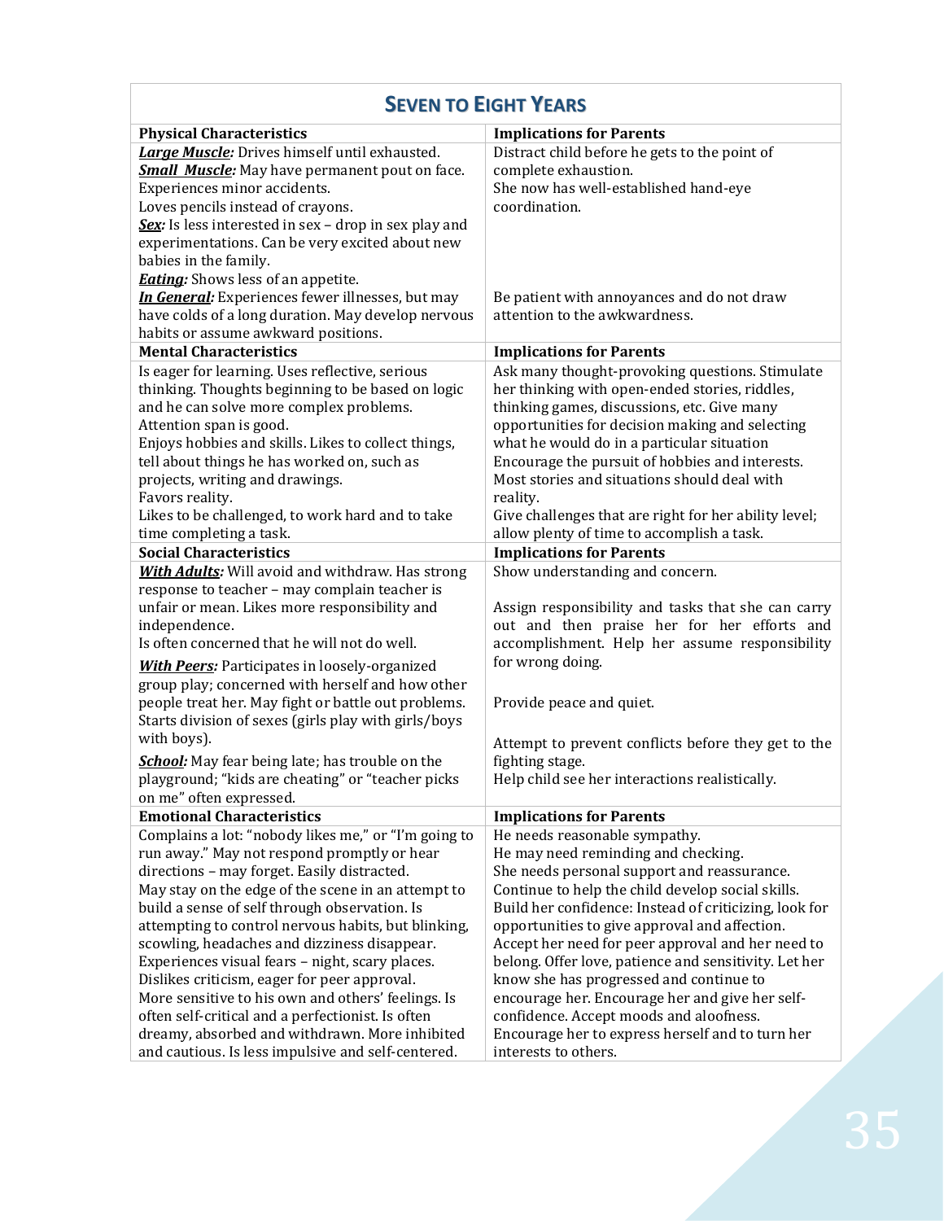## Seven to Eight Years

| Physical Characteristics | Implications for Parents |
|---|---|
| ***Large Muscle:*** Drives himself until exhausted.<br>***Small Muscle:*** May have permanent pout on face. Experiences minor accidents.<br>Loves pencils instead of crayons.<br>***Sex:*** Is less interested in sex – drop in sex play and experimentations. Can be very excited about new babies in the family.<br>***Eating:*** Shows less of an appetite.<br>***In General:*** Experiences fewer illnesses, but may have colds of a long duration. May develop nervous habits or assume awkward positions. | Distract child before he gets to the point of complete exhaustion.<br>She now has well-established hand-eye coordination.<br><br><br><br><br>Be patient with annoyances and do not draw attention to the awkwardness. |
| **Mental Characteristics** | **Implications for Parents** |
| Is eager for learning. Uses reflective, serious thinking. Thoughts beginning to be based on logic and he can solve more complex problems.<br>Attention span is good.<br>Enjoys hobbies and skills. Likes to collect things, tell about things he has worked on, such as projects, writing and drawings.<br>Favors reality.<br>Likes to be challenged, to work hard and to take time completing a task. | Ask many thought-provoking questions. Stimulate her thinking with open-ended stories, riddles, thinking games, discussions, etc. Give many opportunities for decision making and selecting what he would do in a particular situation<br>Encourage the pursuit of hobbies and interests.<br>Most stories and situations should deal with reality.<br>Give challenges that are right for her ability level; allow plenty of time to accomplish a task. |
| **Social Characteristics** | **Implications for Parents** |
| ***With Adults:*** Will avoid and withdraw. Has strong response to teacher – may complain teacher is unfair or mean. Likes more responsibility and independence.<br>Is often concerned that he will not do well.<br>***With Peers:*** Participates in loosely-organized group play; concerned with herself and how other people treat her. May fight or battle out problems. Starts division of sexes (girls play with girls/boys with boys).<br>***School:*** May fear being late; has trouble on the playground; "kids are cheating" or "teacher picks on me" often expressed. | Show understanding and concern.<br><br>Assign responsibility and tasks that she can carry out and then praise her for her efforts and accomplishment. Help her assume responsibility for wrong doing.<br><br>Provide peace and quiet.<br><br>Attempt to prevent conflicts before they get to the fighting stage.<br>Help child see her interactions realistically. |
| **Emotional Characteristics** | **Implications for Parents** |
| Complains a lot: "nobody likes me," or "I'm going to run away." May not respond promptly or hear directions – may forget. Easily distracted.<br>May stay on the edge of the scene in an attempt to build a sense of self through observation. Is attempting to control nervous habits, but blinking, scowling, headaches and dizziness disappear.<br>Experiences visual fears – night, scary places.<br>Dislikes criticism, eager for peer approval.<br>More sensitive to his own and others' feelings. Is often self-critical and a perfectionist. Is often dreamy, absorbed and withdrawn. More inhibited and cautious. Is less impulsive and self-centered. | He needs reasonable sympathy.<br>He may need reminding and checking.<br>She needs personal support and reassurance.<br>Continue to help the child develop social skills.<br>Build her confidence: Instead of criticizing, look for opportunities to give approval and affection.<br>Accept her need for peer approval and her need to belong. Offer love, patience and sensitivity. Let her know she has progressed and continue to encourage her. Encourage her and give her self-confidence. Accept moods and aloofness.<br>Encourage her to express herself and to turn her interests to others. |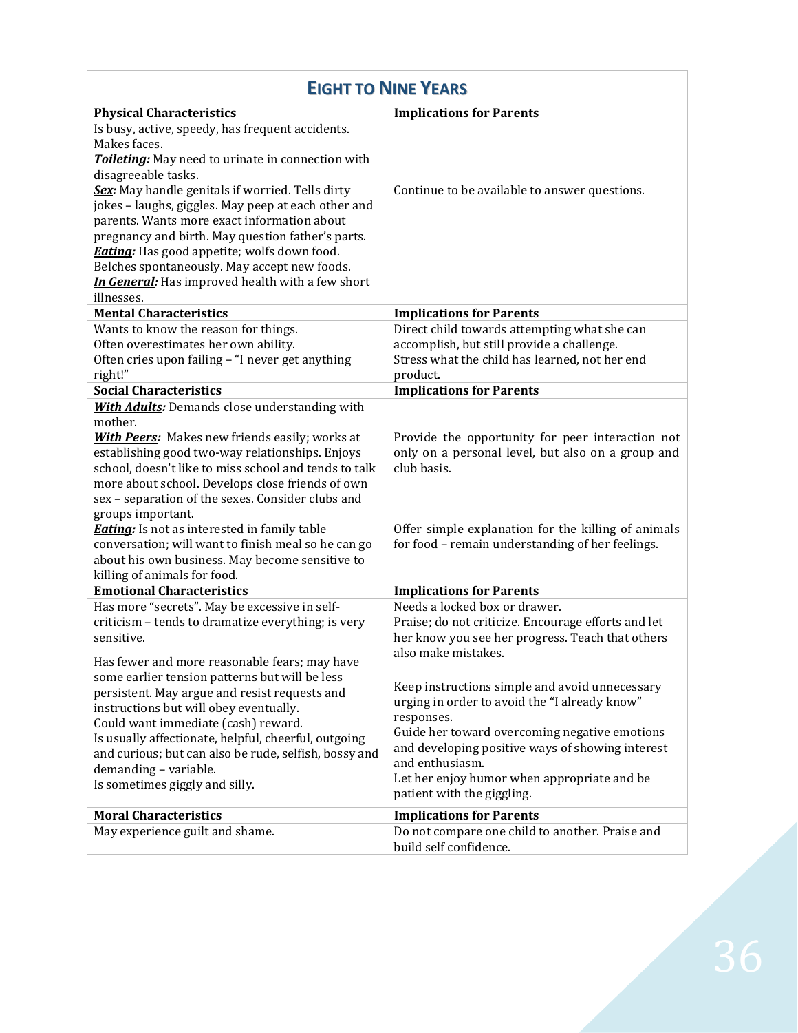## EIGHT TO NINE YEARS

| Physical Characteristics | Implications for Parents |
|---|---|
| Is busy, active, speedy, has frequent accidents.<br>Makes faces.<br>***Toileting:*** May need to urinate in connection with disagreeable tasks.<br>***Sex:*** May handle genitals if worried. Tells dirty jokes – laughs, giggles. May peep at each other and parents. Wants more exact information about pregnancy and birth. May question father's parts.<br>***Eating:*** Has good appetite; wolfs down food. Belches spontaneously. May accept new foods.<br>***In General:*** Has improved health with a few short illnesses. | Continue to be available to answer questions. |
| **Mental Characteristics** | **Implications for Parents** |
| Wants to know the reason for things.<br>Often overestimates her own ability.<br>Often cries upon failing – "I never get anything right!" | Direct child towards attempting what she can accomplish, but still provide a challenge.<br>Stress what the child has learned, not her end product. |
| **Social Characteristics** | **Implications for Parents** |
| ***With Adults:*** Demands close understanding with mother.<br>***With Peers:*** Makes new friends easily; works at establishing good two-way relationships. Enjoys school, doesn't like to miss school and tends to talk more about school. Develops close friends of own sex – separation of the sexes. Consider clubs and groups important.<br>***Eating:*** Is not as interested in family table conversation; will want to finish meal so he can go about his own business. May become sensitive to killing of animals for food. | Provide the opportunity for peer interaction not only on a personal level, but also on a group and club basis.<br><br>Offer simple explanation for the killing of animals for food – remain understanding of her feelings. |
| **Emotional Characteristics** | **Implications for Parents** |
| Has more "secrets". May be excessive in self-criticism – tends to dramatize everything; is very sensitive.<br><br>Has fewer and more reasonable fears; may have some earlier tension patterns but will be less persistent. May argue and resist requests and instructions but will obey eventually.<br>Could want immediate (cash) reward.<br>Is usually affectionate, helpful, cheerful, outgoing and curious; but can also be rude, selfish, bossy and demanding – variable.<br>Is sometimes giggly and silly. | Needs a locked box or drawer.<br>Praise; do not criticize. Encourage efforts and let her know you see her progress. Teach that others also make mistakes.<br><br>Keep instructions simple and avoid unnecessary urging in order to avoid the "I already know" responses.<br>Guide her toward overcoming negative emotions and developing positive ways of showing interest and enthusiasm.<br>Let her enjoy humor when appropriate and be patient with the giggling. |
| **Moral Characteristics** | **Implications for Parents** |
| May experience guilt and shame. | Do not compare one child to another. Praise and build self confidence. |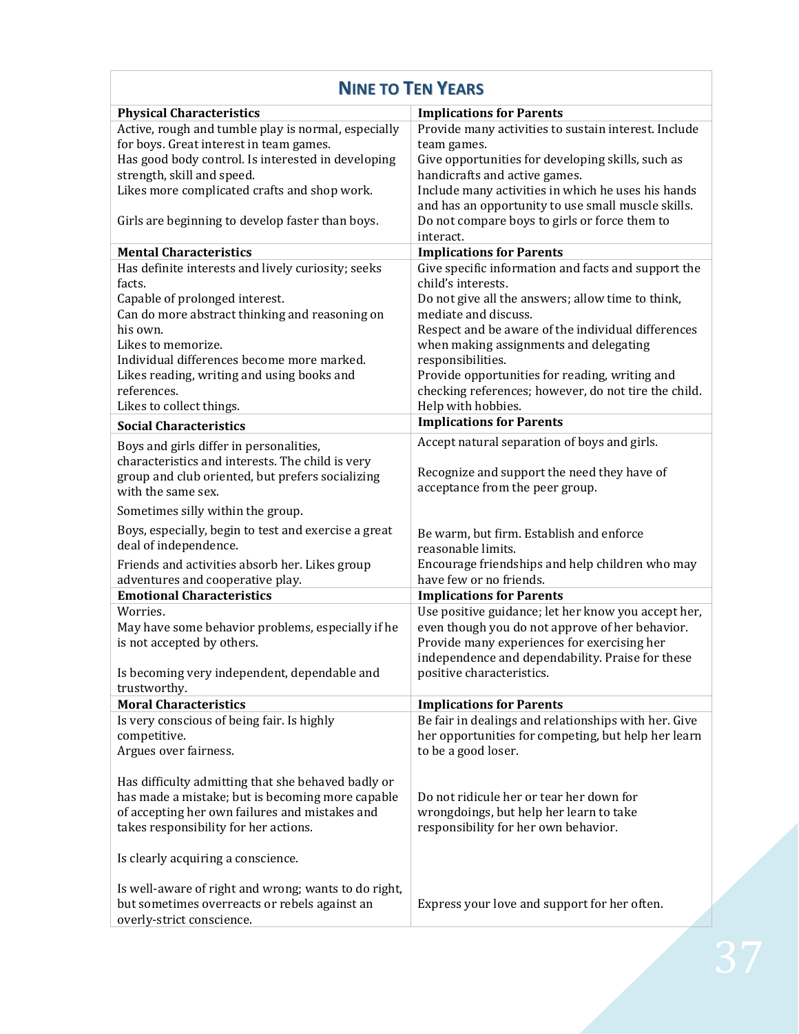## Nine to Ten Years

| Physical Characteristics | Implications for Parents |
|---|---|
| Active, rough and tumble play is normal, especially for boys. Great interest in team games. | Provide many activities to sustain interest. Include team games. |
| Has good body control. Is interested in developing strength, skill and speed. | Give opportunities for developing skills, such as handicrafts and active games. |
| Likes more complicated crafts and shop work. | Include many activities in which he uses his hands and has an opportunity to use small muscle skills. |
| Girls are beginning to develop faster than boys. | Do not compare boys to girls or force them to interact. |
| **Mental Characteristics** | **Implications for Parents** |
| Has definite interests and lively curiosity; seeks facts. | Give specific information and facts and support the child's interests. |
| Capable of prolonged interest. | Do not give all the answers; allow time to think, mediate and discuss. |
| Can do more abstract thinking and reasoning on his own. Likes to memorize. Individual differences become more marked. | Respect and be aware of the individual differences when making assignments and delegating responsibilities. |
| Likes reading, writing and using books and references. | Provide opportunities for reading, writing and checking references; however, do not tire the child. |
| Likes to collect things. | Help with hobbies. |
| **Social Characteristics** | **Implications for Parents** |
| Boys and girls differ in personalities, characteristics and interests. The child is very group and club oriented, but prefers socializing with the same sex. | Accept natural separation of boys and girls. Recognize and support the need they have of acceptance from the peer group. |
| Sometimes silly within the group. | |
| Boys, especially, begin to test and exercise a great deal of independence. | Be warm, but firm. Establish and enforce reasonable limits. |
| Friends and activities absorb her. Likes group adventures and cooperative play. | Encourage friendships and help children who may have few or no friends. |
| **Emotional Characteristics** | **Implications for Parents** |
| Worries. May have some behavior problems, especially if he is not accepted by others. | Use positive guidance; let her know you accept her, even though you do not approve of her behavior. |
| Is becoming very independent, dependable and trustworthy. | Provide many experiences for exercising her independence and dependability. Praise for these positive characteristics. |
| **Moral Characteristics** | **Implications for Parents** |
| Is very conscious of being fair. Is highly competitive. Argues over fairness. | Be fair in dealings and relationships with her. Give her opportunities for competing, but help her learn to be a good loser. |
| Has difficulty admitting that she behaved badly or has made a mistake; but is becoming more capable of accepting her own failures and mistakes and takes responsibility for her actions. | Do not ridicule her or tear her down for wrongdoings, but help her learn to take responsibility for her own behavior. |
| Is clearly acquiring a conscience. | |
| Is well-aware of right and wrong; wants to do right, but sometimes overreacts or rebels against an overly-strict conscience. | Express your love and support for her often. |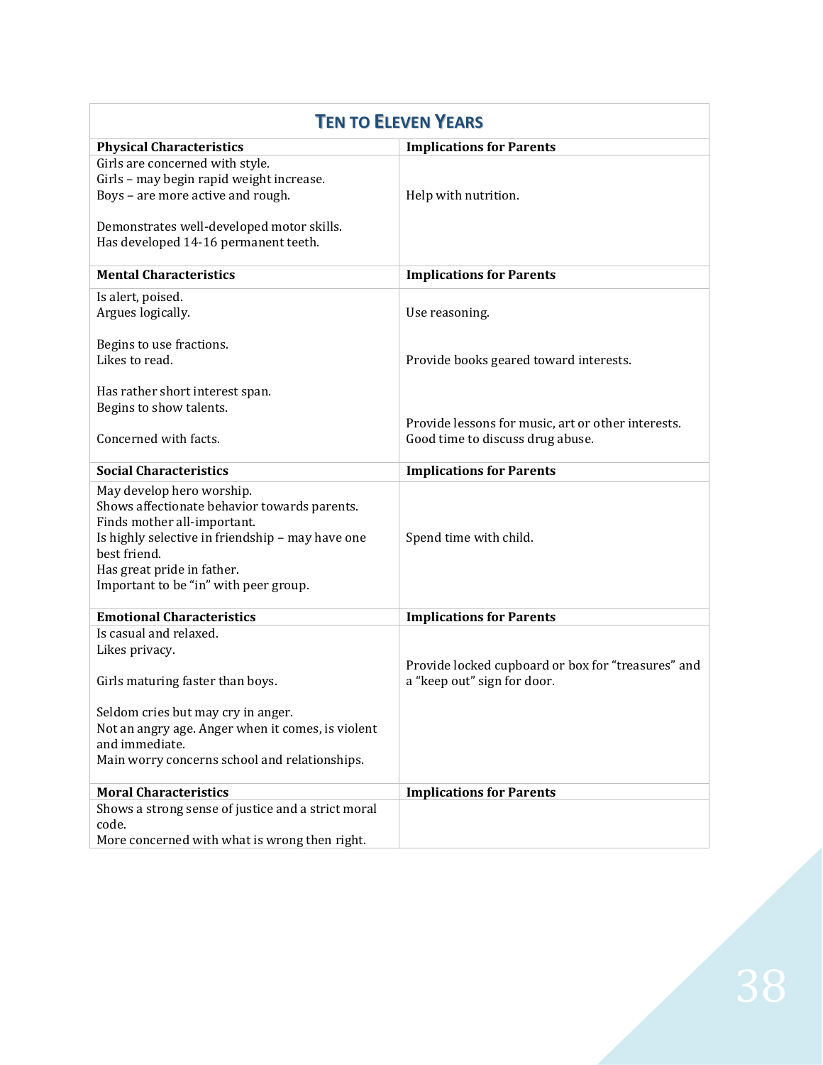## Ten to Eleven Years

| Physical Characteristics | Implications for Parents |
|---|---|
| Girls are concerned with style.<br>Girls – may begin rapid weight increase.<br>Boys – are more active and rough.<br><br>Demonstrates well-developed motor skills.<br>Has developed 14-16 permanent teeth. | Help with nutrition. |
| **Mental Characteristics** | **Implications for Parents** |
| Is alert, poised.<br>Argues logically.<br><br>Begins to use fractions.<br>Likes to read.<br><br>Has rather short interest span.<br>Begins to show talents.<br><br>Concerned with facts. | Use reasoning.<br><br>Provide books geared toward interests.<br><br>Provide lessons for music, art or other interests.<br>Good time to discuss drug abuse. |
| **Social Characteristics** | **Implications for Parents** |
| May develop hero worship.<br>Shows affectionate behavior towards parents.<br>Finds mother all-important.<br>Is highly selective in friendship – may have one best friend.<br>Has great pride in father.<br>Important to be "in" with peer group. | Spend time with child. |
| **Emotional Characteristics** | **Implications for Parents** |
| Is casual and relaxed.<br>Likes privacy.<br><br>Girls maturing faster than boys.<br><br>Seldom cries but may cry in anger.<br>Not an angry age. Anger when it comes, is violent and immediate.<br>Main worry concerns school and relationships. | Provide locked cupboard or box for "treasures" and a "keep out" sign for door. |
| **Moral Characteristics** | **Implications for Parents** |
| Shows a strong sense of justice and a strict moral code.<br>More concerned with what is wrong then right. | |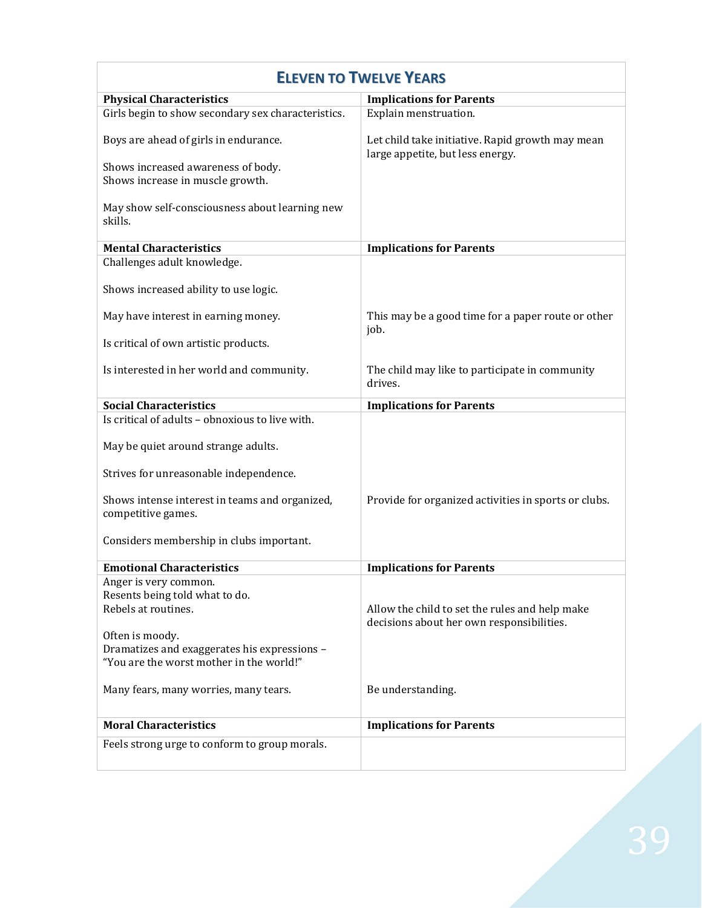## Eleven to Twelve Years

| Physical Characteristics | Implications for Parents |
|---|---|
| Girls begin to show secondary sex characteristics. | Explain menstruation. |
| Boys are ahead of girls in endurance. | Let child take initiative. Rapid growth may mean large appetite, but less energy. |
| Shows increased awareness of body. Shows increase in muscle growth. | |
| May show self-consciousness about learning new skills. | |
| **Mental Characteristics** | **Implications for Parents** |
| Challenges adult knowledge. | |
| Shows increased ability to use logic. | |
| May have interest in earning money. | This may be a good time for a paper route or other job. |
| Is critical of own artistic products. | |
| Is interested in her world and community. | The child may like to participate in community drives. |
| **Social Characteristics** | **Implications for Parents** |
| Is critical of adults – obnoxious to live with. | |
| May be quiet around strange adults. | |
| Strives for unreasonable independence. | |
| Shows intense interest in teams and organized, competitive games. | Provide for organized activities in sports or clubs. |
| Considers membership in clubs important. | |
| **Emotional Characteristics** | **Implications for Parents** |
| Anger is very common. Resents being told what to do. Rebels at routines. | Allow the child to set the rules and help make decisions about her own responsibilities. |
| Often is moody. Dramatizes and exaggerates his expressions – "You are the worst mother in the world!" | |
| Many fears, many worries, many tears. | Be understanding. |
| **Moral Characteristics** | **Implications for Parents** |
| Feels strong urge to conform to group morals. | |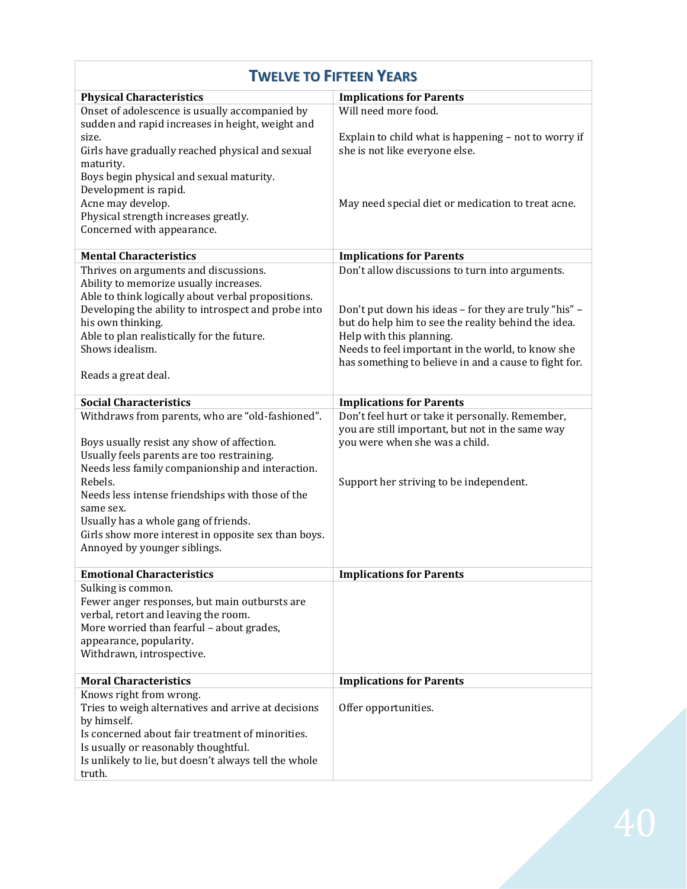## Twelve to Fifteen Years

| Physical Characteristics | Implications for Parents |
|---|---|
| Onset of adolescence is usually accompanied by sudden and rapid increases in height, weight and size.<br>Girls have gradually reached physical and sexual maturity.<br>Boys begin physical and sexual maturity.<br>Development is rapid.<br>Acne may develop.<br>Physical strength increases greatly.<br>Concerned with appearance. | Will need more food.<br><br>Explain to child what is happening – not to worry if she is not like everyone else.<br><br>May need special diet or medication to treat acne. |
| **Mental Characteristics** | **Implications for Parents** |
| Thrives on arguments and discussions.<br>Ability to memorize usually increases.<br>Able to think logically about verbal propositions.<br>Developing the ability to introspect and probe into his own thinking.<br>Able to plan realistically for the future.<br>Shows idealism.<br><br>Reads a great deal. | Don't allow discussions to turn into arguments.<br><br>Don't put down his ideas – for they are truly "his" – but do help him to see the reality behind the idea.<br>Help with this planning.<br>Needs to feel important in the world, to know she has something to believe in and a cause to fight for. |
| **Social Characteristics** | **Implications for Parents** |
| Withdraws from parents, who are "old-fashioned".<br><br>Boys usually resist any show of affection.<br>Usually feels parents are too restraining.<br>Needs less family companionship and interaction.<br>Rebels.<br>Needs less intense friendships with those of the same sex.<br>Usually has a whole gang of friends.<br>Girls show more interest in opposite sex than boys.<br>Annoyed by younger siblings. | Don't feel hurt or take it personally. Remember, you are still important, but not in the same way you were when she was a child.<br><br>Support her striving to be independent. |
| **Emotional Characteristics** | **Implications for Parents** |
| Sulking is common.<br>Fewer anger responses, but main outbursts are verbal, retort and leaving the room.<br>More worried than fearful – about grades, appearance, popularity.<br>Withdrawn, introspective. | |
| **Moral Characteristics** | **Implications for Parents** |
| Knows right from wrong.<br>Tries to weigh alternatives and arrive at decisions by himself.<br>Is concerned about fair treatment of minorities.<br>Is usually or reasonably thoughtful.<br>Is unlikely to lie, but doesn't always tell the whole truth. | Offer opportunities. |